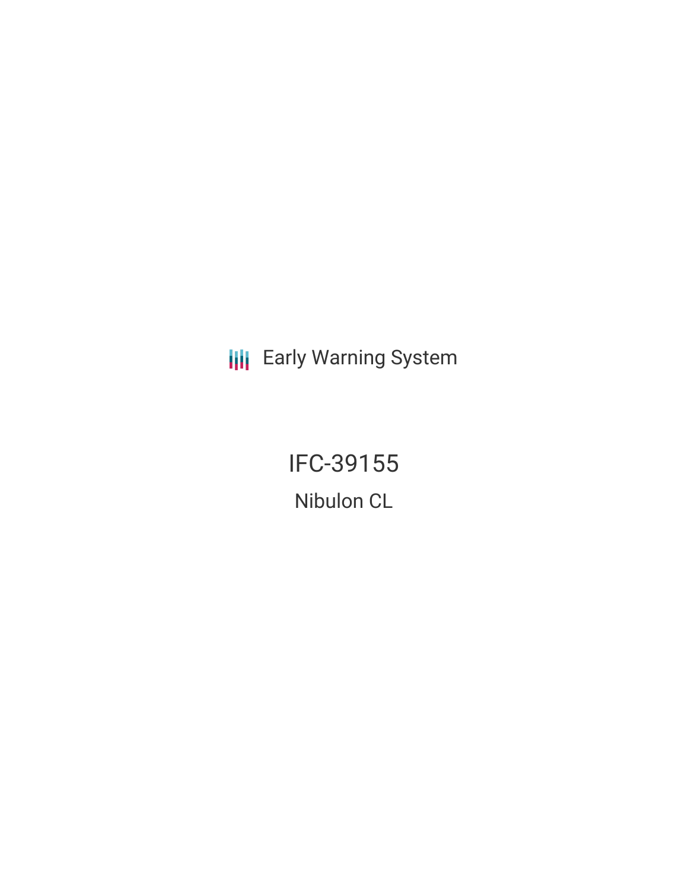Early Warning System

# IFC-39155

## Nibulon CL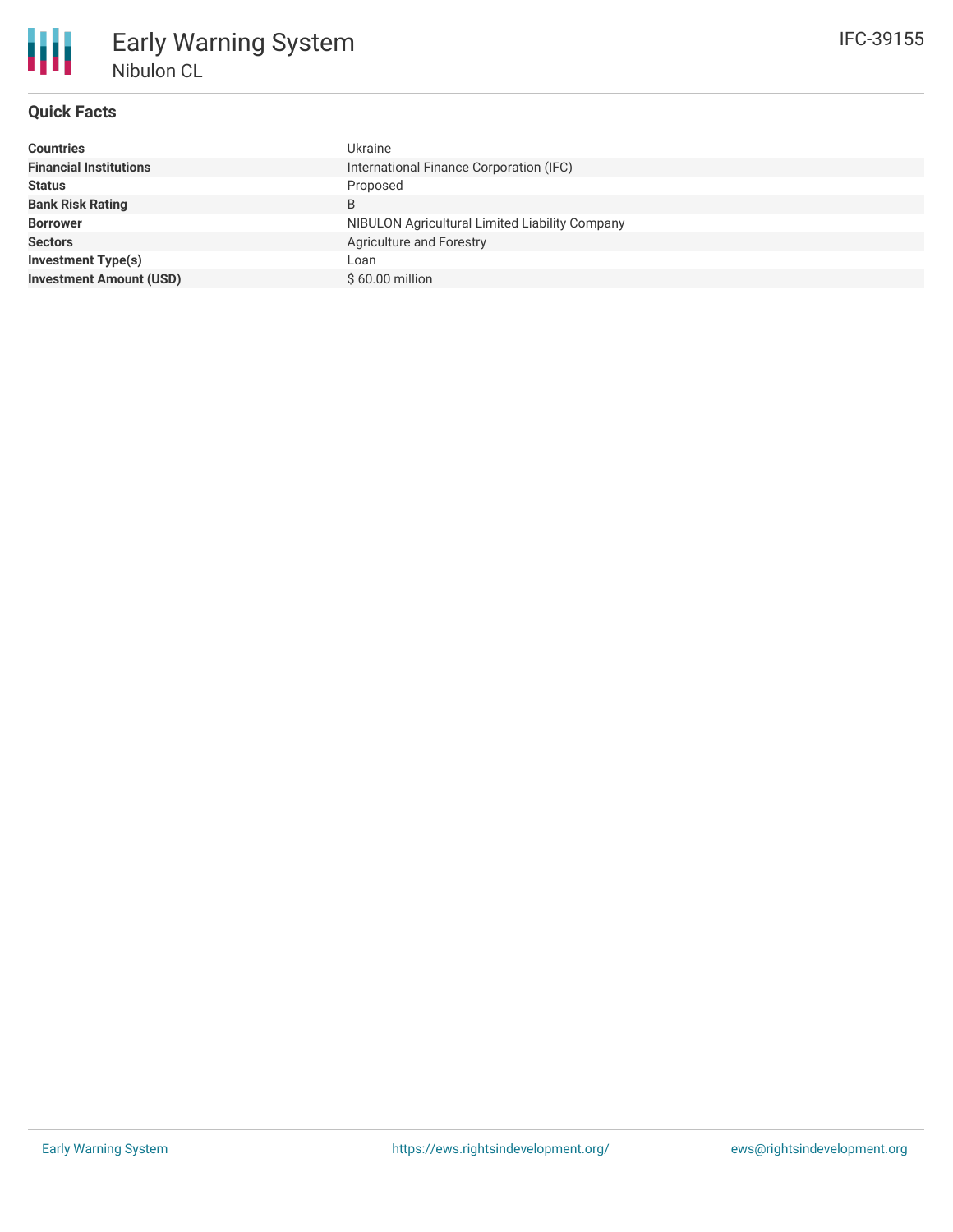# Early Warning System

## Nibulon CL

IFC-39155

### Quick Facts

| | |
|---|---|
| **Countries** | Ukraine |
| **Financial Institutions** | International Finance Corporation (IFC) |
| **Status** | Proposed |
| **Bank Risk Rating** | B |
| **Borrower** | NIBULON Agricultural Limited Liability Company |
| **Sectors** | Agriculture and Forestry |
| **Investment Type(s)** | Loan |
| **Investment Amount (USD)** | $ 60.00 million |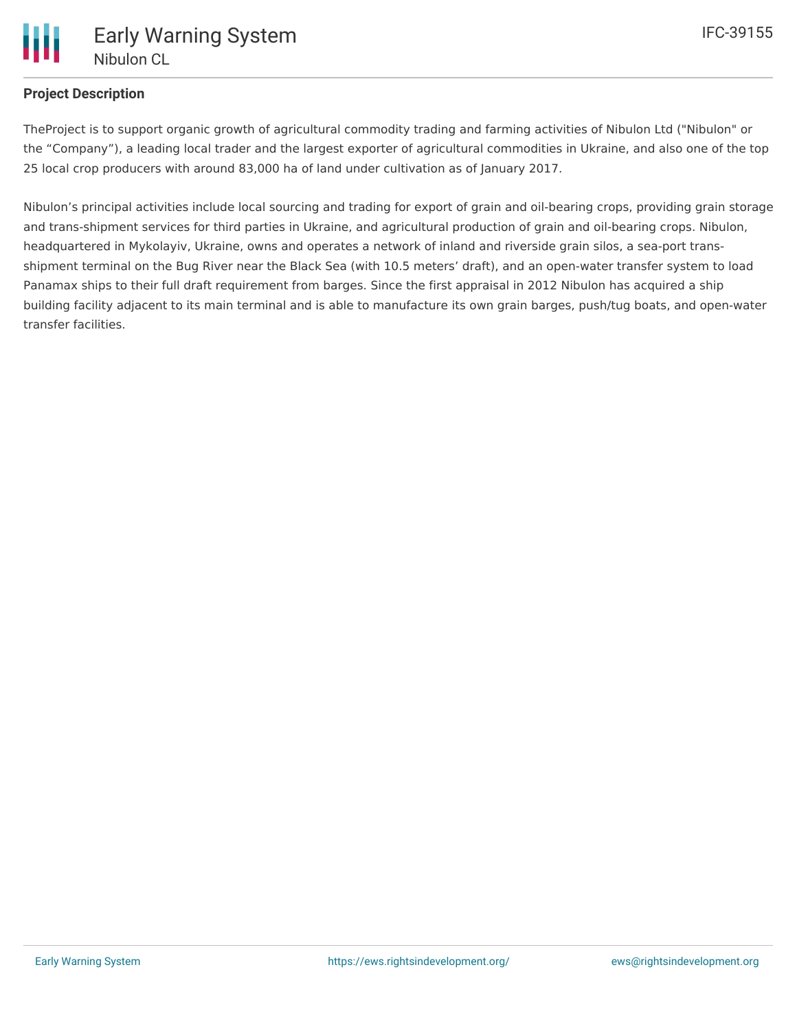## Project Description

TheProject is to support organic growth of agricultural commodity trading and farming activities of Nibulon Ltd ("Nibulon" or the “Company”), a leading local trader and the largest exporter of agricultural commodities in Ukraine, and also one of the top 25 local crop producers with around 83,000 ha of land under cultivation as of January 2017.

Nibulon’s principal activities include local sourcing and trading for export of grain and oil-bearing crops, providing grain storage and trans-shipment services for third parties in Ukraine, and agricultural production of grain and oil-bearing crops. Nibulon, headquartered in Mykolayiv, Ukraine, owns and operates a network of inland and riverside grain silos, a sea-port trans-shipment terminal on the Bug River near the Black Sea (with 10.5 meters’ draft), and an open-water transfer system to load Panamax ships to their full draft requirement from barges. Since the first appraisal in 2012 Nibulon has acquired a ship building facility adjacent to its main terminal and is able to manufacture its own grain barges, push/tug boats, and open-water transfer facilities.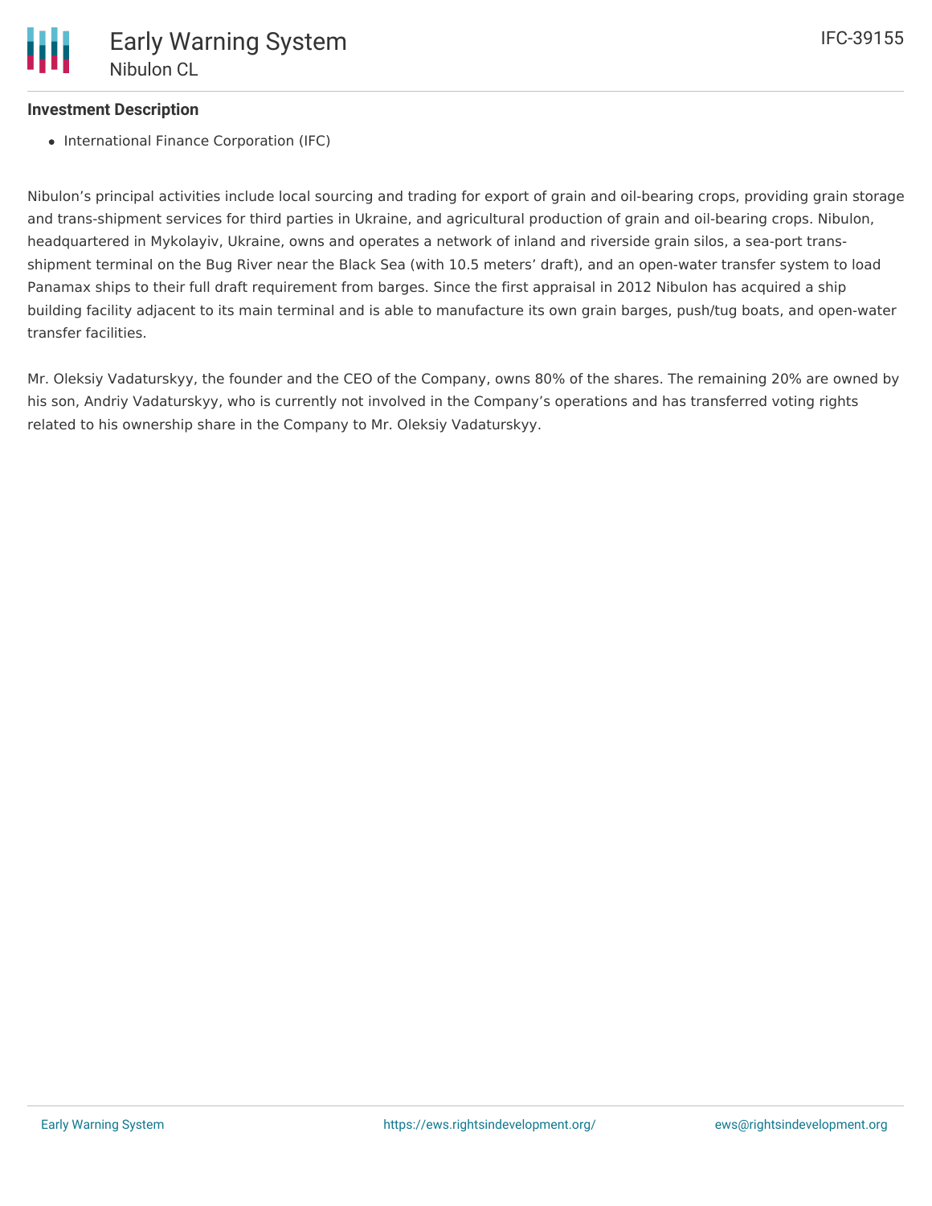### Investment Description

- International Finance Corporation (IFC)

Nibulon's principal activities include local sourcing and trading for export of grain and oil-bearing crops, providing grain storage and trans-shipment services for third parties in Ukraine, and agricultural production of grain and oil-bearing crops. Nibulon, headquartered in Mykolayiv, Ukraine, owns and operates a network of inland and riverside grain silos, a sea-port trans-shipment terminal on the Bug River near the Black Sea (with 10.5 meters' draft), and an open-water transfer system to load Panamax ships to their full draft requirement from barges. Since the first appraisal in 2012 Nibulon has acquired a ship building facility adjacent to its main terminal and is able to manufacture its own grain barges, push/tug boats, and open-water transfer facilities.

Mr. Oleksiy Vadaturskyy, the founder and the CEO of the Company, owns 80% of the shares. The remaining 20% are owned by his son, Andriy Vadaturskyy, who is currently not involved in the Company's operations and has transferred voting rights related to his ownership share in the Company to Mr. Oleksiy Vadaturskyy.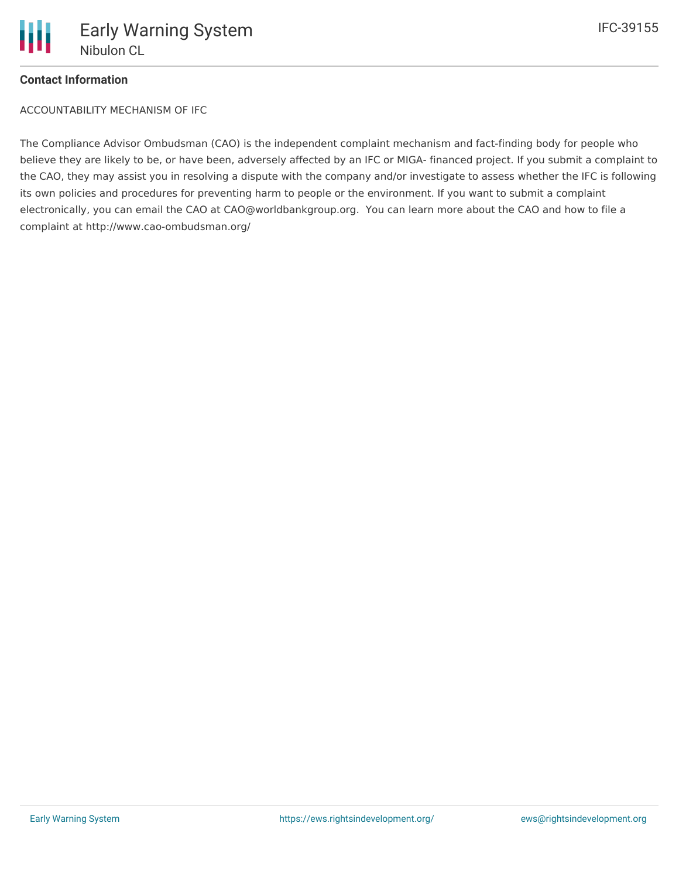**Contact Information**

ACCOUNTABILITY MECHANISM OF IFC

The Compliance Advisor Ombudsman (CAO) is the independent complaint mechanism and fact-finding body for people who believe they are likely to be, or have been, adversely affected by an IFC or MIGA- financed project. If you submit a complaint to the CAO, they may assist you in resolving a dispute with the company and/or investigate to assess whether the IFC is following its own policies and procedures for preventing harm to people or the environment. If you want to submit a complaint electronically, you can email the CAO at CAO@worldbankgroup.org.  You can learn more about the CAO and how to file a complaint at http://www.cao-ombudsman.org/